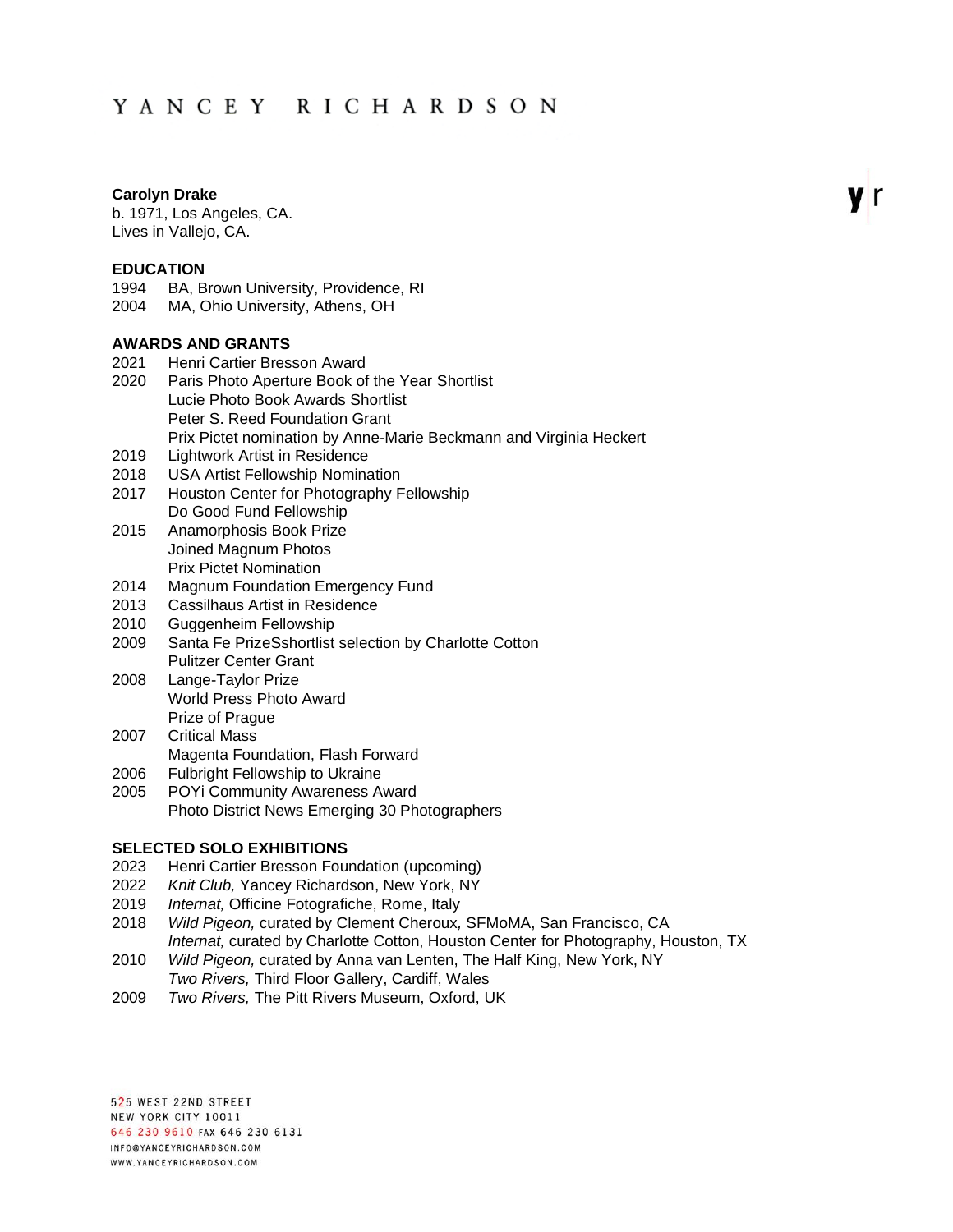# YANCEY RICHARDSON

**Carolyn Drake**
b. 1971, Los Angeles, CA.
Lives in Vallejo, CA.

**EDUCATION**

1994 BA, Brown University, Providence, RI
2004 MA, Ohio University, Athens, OH

**AWARDS AND GRANTS**

2021 Henri Cartier Bresson Award
2020 Paris Photo Aperture Book of the Year Shortlist
Lucie Photo Book Awards Shortlist
Peter S. Reed Foundation Grant
Prix Pictet nomination by Anne-Marie Beckmann and Virginia Heckert
2019 Lightwork Artist in Residence
2018 USA Artist Fellowship Nomination
2017 Houston Center for Photography Fellowship
Do Good Fund Fellowship
2015 Anamorphosis Book Prize
Joined Magnum Photos
Prix Pictet Nomination
2014 Magnum Foundation Emergency Fund
2013 Cassilhaus Artist in Residence
2010 Guggenheim Fellowship
2009 Santa Fe PrizeSshortlist selection by Charlotte Cotton
Pulitzer Center Grant
2008 Lange-Taylor Prize
World Press Photo Award
Prize of Prague
2007 Critical Mass
Magenta Foundation, Flash Forward
2006 Fulbright Fellowship to Ukraine
2005 POYi Community Awareness Award
Photo District News Emerging 30 Photographers

**SELECTED SOLO EXHIBITIONS**

2023 Henri Cartier Bresson Foundation (upcoming)
2022 *Knit Club,* Yancey Richardson, New York, NY
2019 *Internat,* Officine Fotografiche, Rome, Italy
2018 *Wild Pigeon,* curated by Clement Cheroux, SFMoMA, San Francisco, CA
*Internat,* curated by Charlotte Cotton, Houston Center for Photography, Houston, TX
2010 *Wild Pigeon,* curated by Anna van Lenten, The Half King, New York, NY
*Two Rivers,* Third Floor Gallery, Cardiff, Wales
2009 *Two Rivers,* The Pitt Rivers Museum, Oxford, UK

525 WEST 22ND STREET
NEW YORK CITY 10011
646 230 9610 FAX 646 230 6131
INFO@YANCEYRICHARDSON.COM
WWW.YANCEYRICHARDSON.COM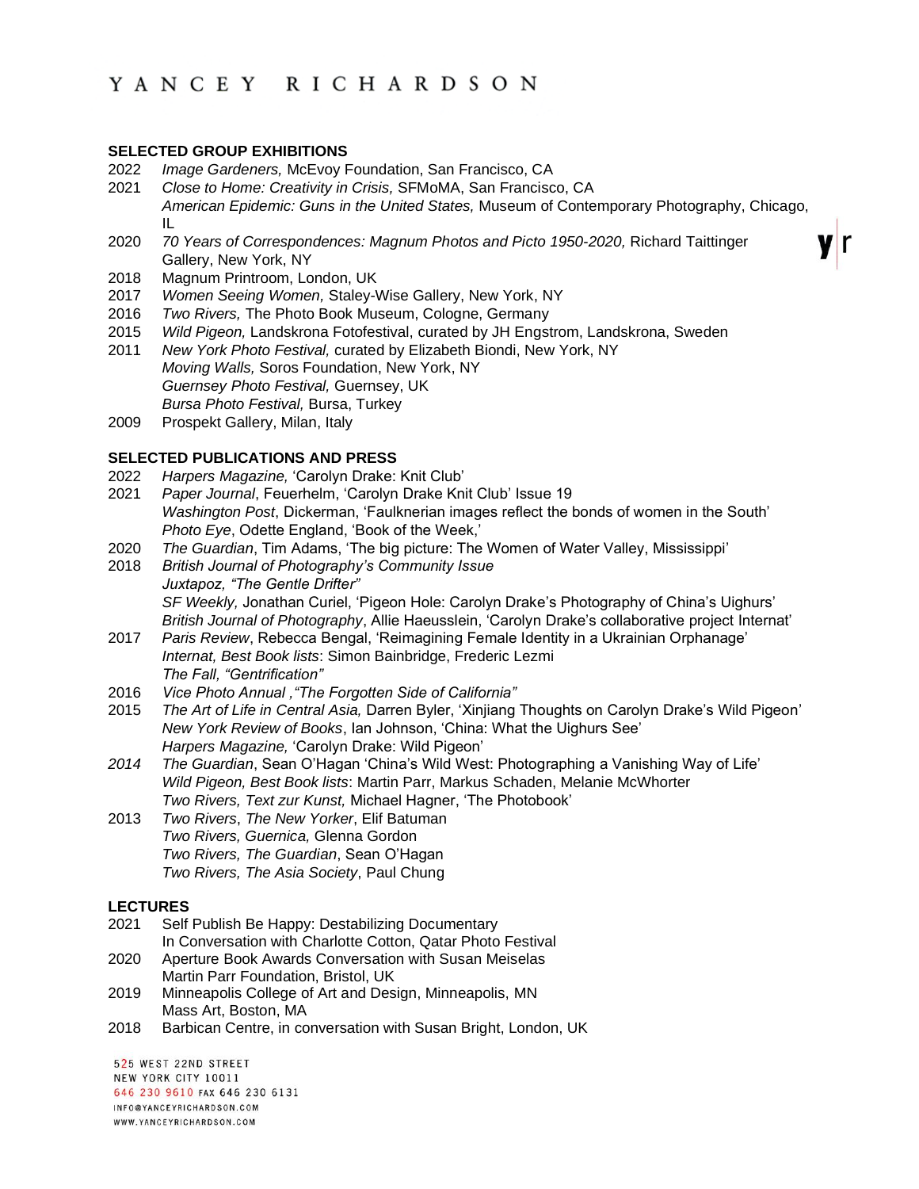## SELECTED GROUP EXHIBITIONS

2022 *Image Gardeners,* McEvoy Foundation, San Francisco, CA

2021 *Close to Home: Creativity in Crisis,* SFMoMA, San Francisco, CA
*American Epidemic: Guns in the United States,* Museum of Contemporary Photography, Chicago, IL

2020 *70 Years of Correspondences: Magnum Photos and Picto 1950-2020,* Richard Taittinger Gallery, New York, NY

2018 Magnum Printroom, London, UK

2017 *Women Seeing Women,* Staley-Wise Gallery, New York, NY

2016 *Two Rivers,* The Photo Book Museum, Cologne, Germany

2015 *Wild Pigeon,* Landskrona Fotofestival, curated by JH Engstrom, Landskrona, Sweden

2011 *New York Photo Festival,* curated by Elizabeth Biondi, New York, NY
*Moving Walls,* Soros Foundation, New York, NY
*Guernsey Photo Festival,* Guernsey, UK
*Bursa Photo Festival,* Bursa, Turkey

2009 Prospekt Gallery, Milan, Italy

## SELECTED PUBLICATIONS AND PRESS

2022 *Harpers Magazine,* 'Carolyn Drake: Knit Club'

2021 *Paper Journal*, Feuerhelm, 'Carolyn Drake Knit Club' Issue 19
*Washington Post*, Dickerman, 'Faulknerian images reflect the bonds of women in the South'
*Photo Eye*, Odette England, 'Book of the Week,'

2020 *The Guardian*, Tim Adams, 'The big picture: The Women of Water Valley, Mississippi'

2018 *British Journal of Photography's Community Issue*
*Juxtapoz, "The Gentle Drifter"*
*SF Weekly,* Jonathan Curiel, 'Pigeon Hole: Carolyn Drake's Photography of China's Uighurs'
*British Journal of Photography*, Allie Haeusslein, 'Carolyn Drake's collaborative project Internat'

2017 *Paris Review*, Rebecca Bengal, 'Reimagining Female Identity in a Ukrainian Orphanage'
*Internat, Best Book lists*: Simon Bainbridge, Frederic Lezmi
*The Fall, "Gentrification"*

2016 *Vice Photo Annual ,"The Forgotten Side of California"*

2015 *The Art of Life in Central Asia,* Darren Byler, 'Xinjiang Thoughts on Carolyn Drake's Wild Pigeon'
*New York Review of Books*, Ian Johnson, 'China: What the Uighurs See'
*Harpers Magazine,* 'Carolyn Drake: Wild Pigeon'

*2014* *The Guardian*, Sean O'Hagan 'China's Wild West: Photographing a Vanishing Way of Life'
*Wild Pigeon, Best Book lists*: Martin Parr, Markus Schaden, Melanie McWhorter
*Two Rivers, Text zur Kunst,* Michael Hagner, 'The Photobook'

2013 *Two Rivers*, *The New Yorker*, Elif Batuman
*Two Rivers, Guernica,* Glenna Gordon
*Two Rivers, The Guardian*, Sean O'Hagan
*Two Rivers, The Asia Society*, Paul Chung

## LECTURES

2021 Self Publish Be Happy: Destabilizing Documentary
In Conversation with Charlotte Cotton, Qatar Photo Festival

2020 Aperture Book Awards Conversation with Susan Meiselas
Martin Parr Foundation, Bristol, UK

2019 Minneapolis College of Art and Design, Minneapolis, MN
Mass Art, Boston, MA

2018 Barbican Centre, in conversation with Susan Bright, London, UK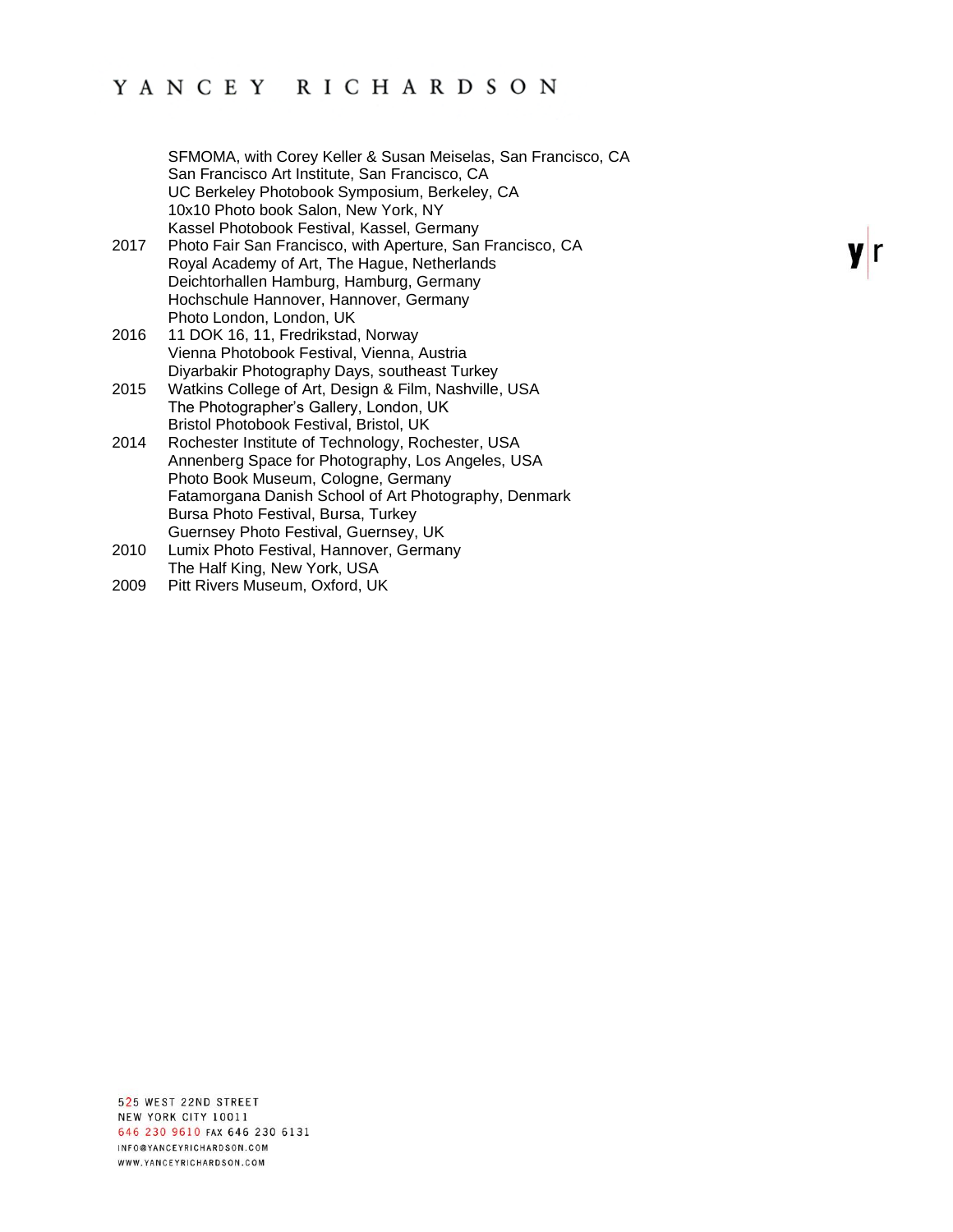| | |
|---|---|
| | SFMOMA, with Corey Keller & Susan Meiselas, San Francisco, CA |
| | San Francisco Art Institute, San Francisco, CA |
| | UC Berkeley Photobook Symposium, Berkeley, CA |
| | 10x10 Photo book Salon, New York, NY |
| | Kassel Photobook Festival, Kassel, Germany |
| 2017 | Photo Fair San Francisco, with Aperture, San Francisco, CA |
| | Royal Academy of Art, The Hague, Netherlands |
| | Deichtorhallen Hamburg, Hamburg, Germany |
| | Hochschule Hannover, Hannover, Germany |
| | Photo London, London, UK |
| 2016 | 11 DOK 16, 11, Fredrikstad, Norway |
| | Vienna Photobook Festival, Vienna, Austria |
| | Diyarbakir Photography Days, southeast Turkey |
| 2015 | Watkins College of Art, Design & Film, Nashville, USA |
| | The Photographer's Gallery, London, UK |
| | Bristol Photobook Festival, Bristol, UK |
| 2014 | Rochester Institute of Technology, Rochester, USA |
| | Annenberg Space for Photography, Los Angeles, USA |
| | Photo Book Museum, Cologne, Germany |
| | Fatamorgana Danish School of Art Photography, Denmark |
| | Bursa Photo Festival, Bursa, Turkey |
| | Guernsey Photo Festival, Guernsey, UK |
| 2010 | Lumix Photo Festival, Hannover, Germany |
| | The Half King, New York, USA |
| 2009 | Pitt Rivers Museum, Oxford, UK |